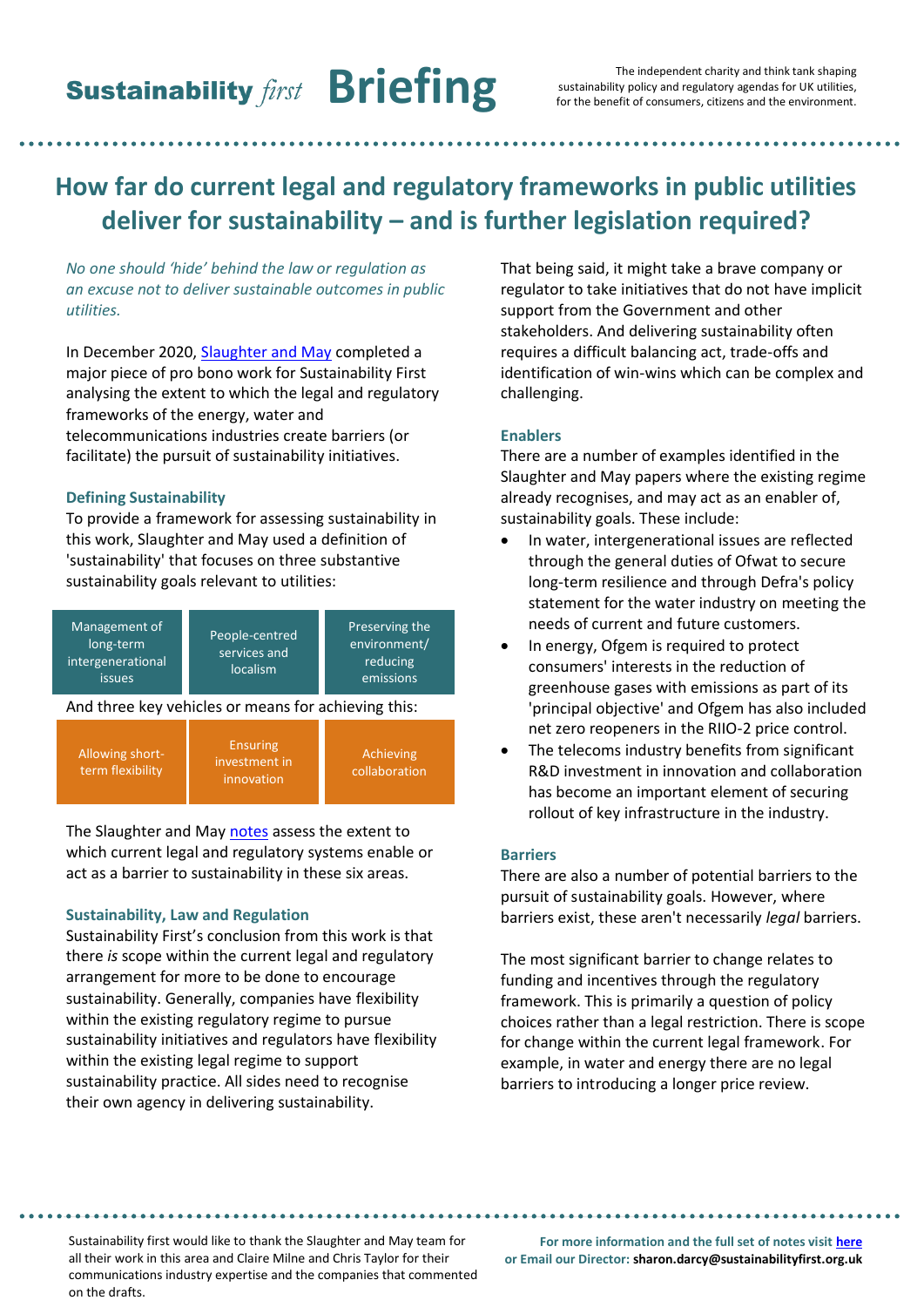**Sustainability *first* Briefing**

The independent charity and think tank shaping sustainability policy and regulatory agendas for UK utilities, for the benefit of consumers, citizens and the environment.

# How far do current legal and regulatory frameworks in public utilities deliver for sustainability – and is further legislation required?

*No one should 'hide' behind the law or regulation as an excuse not to deliver sustainable outcomes in public utilities.*

In December 2020, Slaughter and May completed a major piece of pro bono work for Sustainability First analysing the extent to which the legal and regulatory frameworks of the energy, water and telecommunications industries create barriers (or facilitate) the pursuit of sustainability initiatives.

### Defining Sustainability

To provide a framework for assessing sustainability in this work, Slaughter and May used a definition of 'sustainability' that focuses on three substantive sustainability goals relevant to utilities:

| Management of long-term intergenerational issues | People-centred services and localism | Preserving the environment/ reducing emissions |
|---|---|---|

And three key vehicles or means for achieving this:

| Allowing short-term flexibility | Ensuring investment in innovation | Achieving collaboration |
|---|---|---|

The Slaughter and May notes assess the extent to which current legal and regulatory systems enable or act as a barrier to sustainability in these six areas.

### Sustainability, Law and Regulation

Sustainability First's conclusion from this work is that there *is* scope within the current legal and regulatory arrangement for more to be done to encourage sustainability. Generally, companies have flexibility within the existing regulatory regime to pursue sustainability initiatives and regulators have flexibility within the existing legal regime to support sustainability practice. All sides need to recognise their own agency in delivering sustainability.

That being said, it might take a brave company or regulator to take initiatives that do not have implicit support from the Government and other stakeholders. And delivering sustainability often requires a difficult balancing act, trade-offs and identification of win-wins which can be complex and challenging.

### Enablers

There are a number of examples identified in the Slaughter and May papers where the existing regime already recognises, and may act as an enabler of, sustainability goals. These include:

- In water, intergenerational issues are reflected through the general duties of Ofwat to secure long-term resilience and through Defra's policy statement for the water industry on meeting the needs of current and future customers.
- In energy, Ofgem is required to protect consumers' interests in the reduction of greenhouse gases with emissions as part of its 'principal objective' and Ofgem has also included net zero reopeners in the RIIO-2 price control.
- The telecoms industry benefits from significant R&D investment in innovation and collaboration has become an important element of securing rollout of key infrastructure in the industry.

### Barriers

There are also a number of potential barriers to the pursuit of sustainability goals. However, where barriers exist, these aren't necessarily *legal* barriers.

The most significant barrier to change relates to funding and incentives through the regulatory framework. This is primarily a question of policy choices rather than a legal restriction. There is scope for change within the current legal framework. For example, in water and energy there are no legal barriers to introducing a longer price review.

Sustainability first would like to thank the Slaughter and May team for all their work in this area and Claire Milne and Chris Taylor for their communications industry expertise and the companies that commented on the drafts.

**For more information and the full set of notes visit here or Email our Director: sharon.darcy@sustainabilityfirst.org.uk**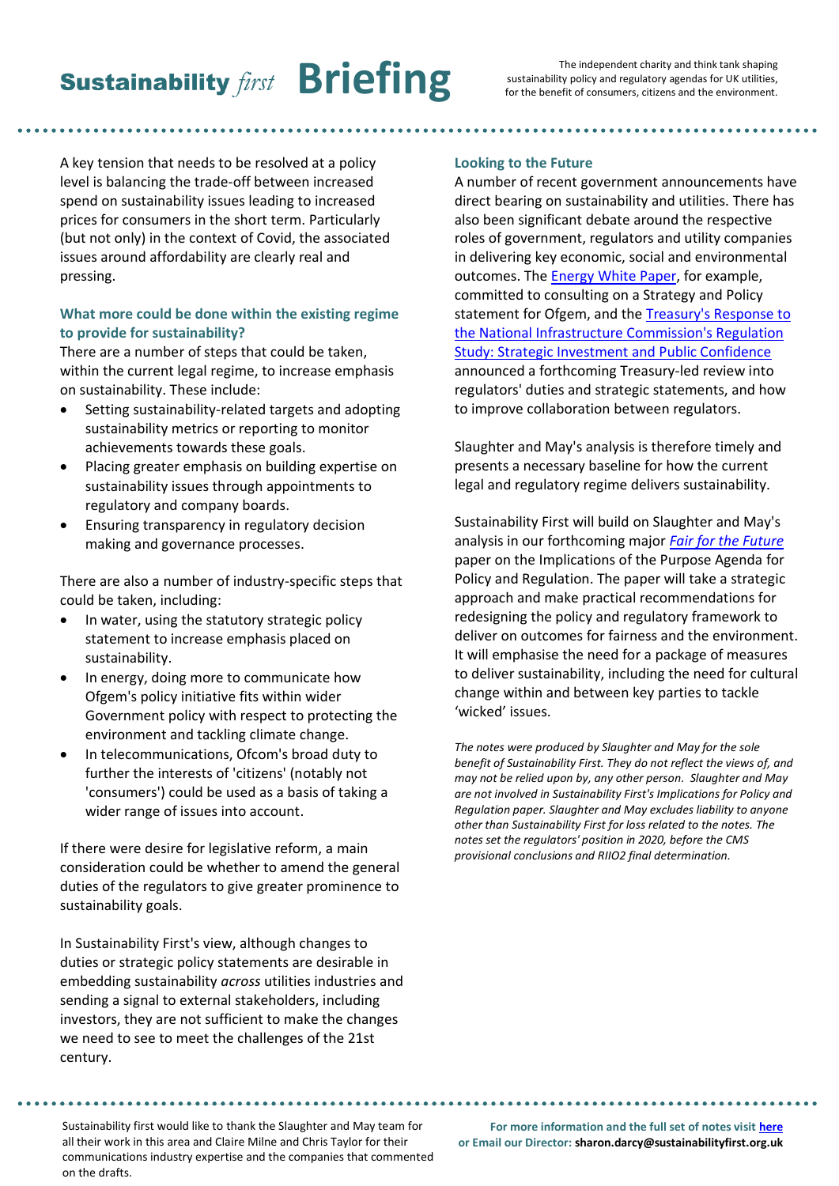A key tension that needs to be resolved at a policy level is balancing the trade-off between increased spend on sustainability issues leading to increased prices for consumers in the short term. Particularly (but not only) in the context of Covid, the associated issues around affordability are clearly real and pressing.

### What more could be done within the existing regime to provide for sustainability?

There are a number of steps that could be taken, within the current legal regime, to increase emphasis on sustainability. These include:

- Setting sustainability-related targets and adopting sustainability metrics or reporting to monitor achievements towards these goals.
- Placing greater emphasis on building expertise on sustainability issues through appointments to regulatory and company boards.
- Ensuring transparency in regulatory decision making and governance processes.

There are also a number of industry-specific steps that could be taken, including:

- In water, using the statutory strategic policy statement to increase emphasis placed on sustainability.
- In energy, doing more to communicate how Ofgem's policy initiative fits within wider Government policy with respect to protecting the environment and tackling climate change.
- In telecommunications, Ofcom's broad duty to further the interests of 'citizens' (notably not 'consumers') could be used as a basis of taking a wider range of issues into account.

If there were desire for legislative reform, a main consideration could be whether to amend the general duties of the regulators to give greater prominence to sustainability goals.

In Sustainability First's view, although changes to duties or strategic policy statements are desirable in embedding sustainability *across* utilities industries and sending a signal to external stakeholders, including investors, they are not sufficient to make the changes we need to see to meet the challenges of the 21st century.

### Looking to the Future

A number of recent government announcements have direct bearing on sustainability and utilities. There has also been significant debate around the respective roles of government, regulators and utility companies in delivering key economic, social and environmental outcomes. The Energy White Paper, for example, committed to consulting on a Strategy and Policy statement for Ofgem, and the Treasury's Response to the National Infrastructure Commission's Regulation Study: Strategic Investment and Public Confidence announced a forthcoming Treasury-led review into regulators' duties and strategic statements, and how to improve collaboration between regulators.

Slaughter and May's analysis is therefore timely and presents a necessary baseline for how the current legal and regulatory regime delivers sustainability.

Sustainability First will build on Slaughter and May's analysis in our forthcoming major *Fair for the Future* paper on the Implications of the Purpose Agenda for Policy and Regulation. The paper will take a strategic approach and make practical recommendations for redesigning the policy and regulatory framework to deliver on outcomes for fairness and the environment. It will emphasise the need for a package of measures to deliver sustainability, including the need for cultural change within and between key parties to tackle 'wicked' issues.

*The notes were produced by Slaughter and May for the sole benefit of Sustainability First. They do not reflect the views of, and may not be relied upon by, any other person. Slaughter and May are not involved in Sustainability First's Implications for Policy and Regulation paper. Slaughter and May excludes liability to anyone other than Sustainability First for loss related to the notes. The notes set the regulators' position in 2020, before the CMS provisional conclusions and RIIO2 final determination.*

Sustainability first would like to thank the Slaughter and May team for all their work in this area and Claire Milne and Chris Taylor for their communications industry expertise and the companies that commented on the drafts.

**For more information and the full set of notes visit here or Email our Director: sharon.darcy@sustainabilityfirst.org.uk**